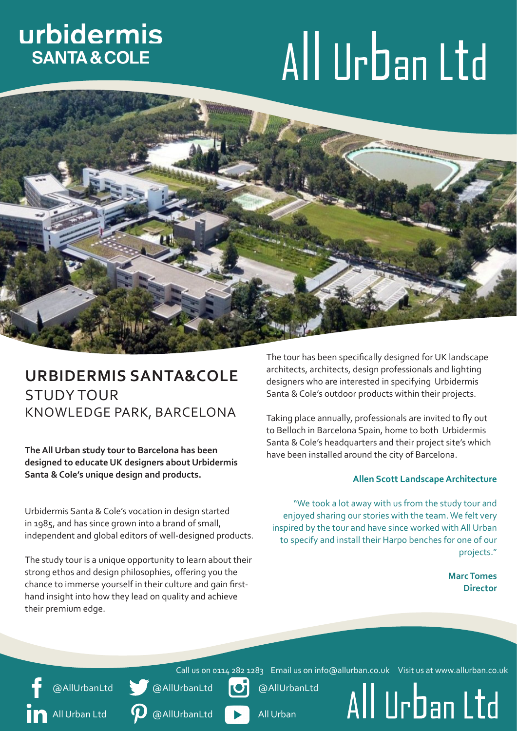urbidermis
SANTA & COLE

# All Urban Ltd

## URBIDERMIS SANTA&COLE
## STUDY TOUR
## KNOWLEDGE PARK, BARCELONA

**The All Urban study tour to Barcelona has been designed to educate UK designers about Urbidermis Santa & Cole's unique design and products.**

Urbidermis Santa & Cole's vocation in design started in 1985, and has since grown into a brand of small, independent and global editors of well-designed products.

The study tour is a unique opportunity to learn about their strong ethos and design philosophies, offering you the chance to immerse yourself in their culture and gain first-hand insight into how they lead on quality and achieve their premium edge.

The tour has been specifically designed for UK landscape architects, architects, design professionals and lighting designers who are interested in specifying Urbidermis Santa & Cole's outdoor products within their projects.

Taking place annually, professionals are invited to fly out to Belloch in Barcelona Spain, home to both Urbidermis Santa & Cole's headquarters and their project site's which have been installed around the city of Barcelona.

**Allen Scott Landscape Architecture**

"We took a lot away with us from the study tour and enjoyed sharing our stories with the team. We felt very inspired by the tour and have since worked with All Urban to specify and install their Harpo benches for one of our projects."

**Marc Tomes**
**Director**

Call us on 0114 282 1283 Email us on info@allurban.co.uk Visit us at www.allurban.co.uk

@AllUrbanLtd @AllUrbanLtd @AllUrbanLtd
All Urban Ltd @AllUrbanLtd All Urban

All Urban Ltd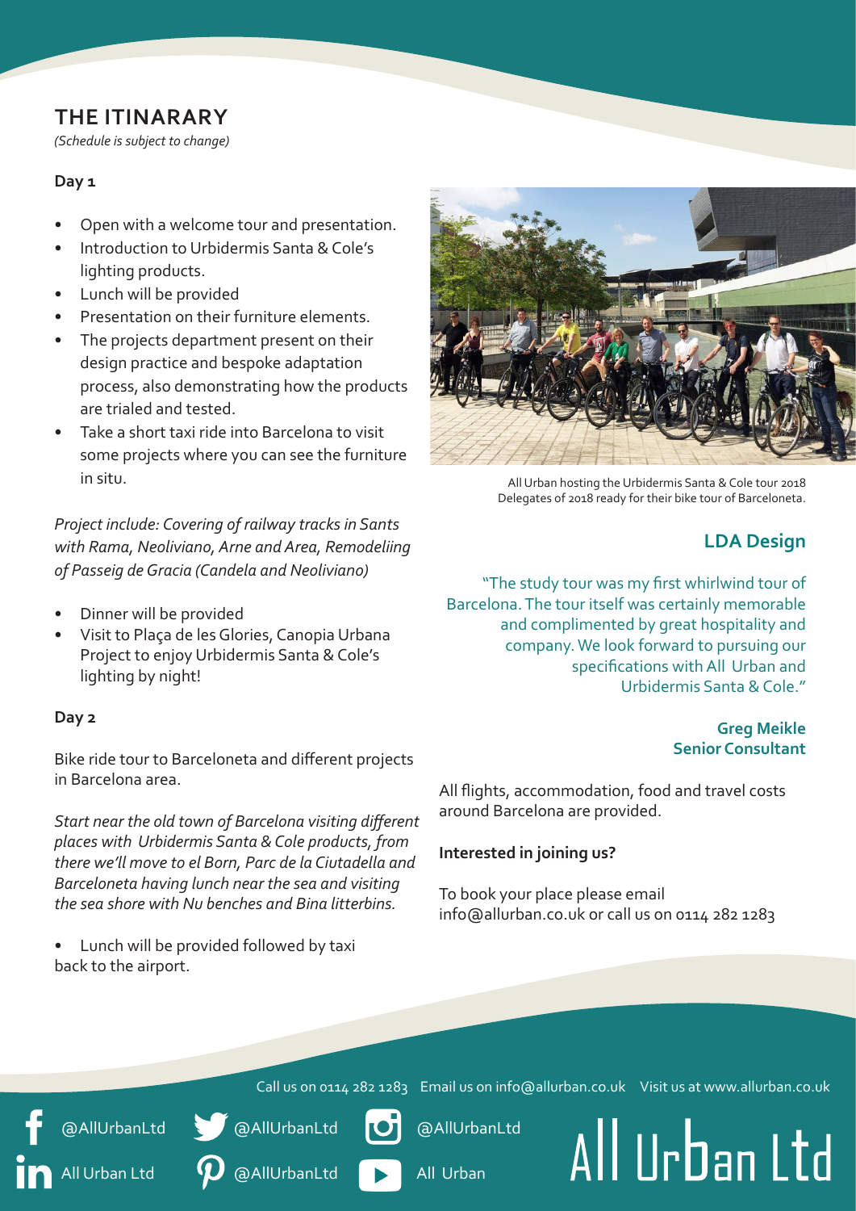## THE ITINARARY

*(Schedule is subject to change)*

**Day 1**

- Open with a welcome tour and presentation.
- Introduction to Urbidermis Santa & Cole's lighting products.
- Lunch will be provided
- Presentation on their furniture elements.
- The projects department present on their design practice and bespoke adaptation process, also demonstrating how the products are trialed and tested.
- Take a short taxi ride into Barcelona to visit some projects where you can see the furniture in situ.

*Project include: Covering of railway tracks in Sants with Rama, Neoliviano, Arne and Area, Remodeliing of Passeig de Gracia (Candela and Neoliviano)*

- Dinner will be provided
- Visit to Plaça de les Glories, Canopia Urbana Project to enjoy Urbidermis Santa & Cole's lighting by night!

**Day 2**

Bike ride tour to Barceloneta and different projects in Barcelona area.

*Start near the old town of Barcelona visiting different places with Urbidermis Santa & Cole products, from there we'll move to el Born, Parc de la Ciutadella and Barceloneta having lunch near the sea and visiting the sea shore with Nu benches and Bina litterbins.*

- Lunch will be provided followed by taxi back to the airport.

All Urban hosting the Urbidermis Santa & Cole tour 2018
Delegates of 2018 ready for their bike tour of Barceloneta.

### LDA Design

"The study tour was my first whirlwind tour of Barcelona. The tour itself was certainly memorable and complimented by great hospitality and company. We look forward to pursuing our specifications with All Urban and Urbidermis Santa & Cole."

**Greg Meikle**
**Senior Consultant**

All flights, accommodation, food and travel costs around Barcelona are provided.

**Interested in joining us?**

To book your place please email info@allurban.co.uk or call us on 0114 282 1283

Call us on 0114 282 1283 Email us on info@allurban.co.uk Visit us at www.allurban.co.uk

@AllUrbanLtd @AllUrbanLtd @AllUrbanLtd
All Urban Ltd @AllUrbanLtd All Urban

All Urban Ltd